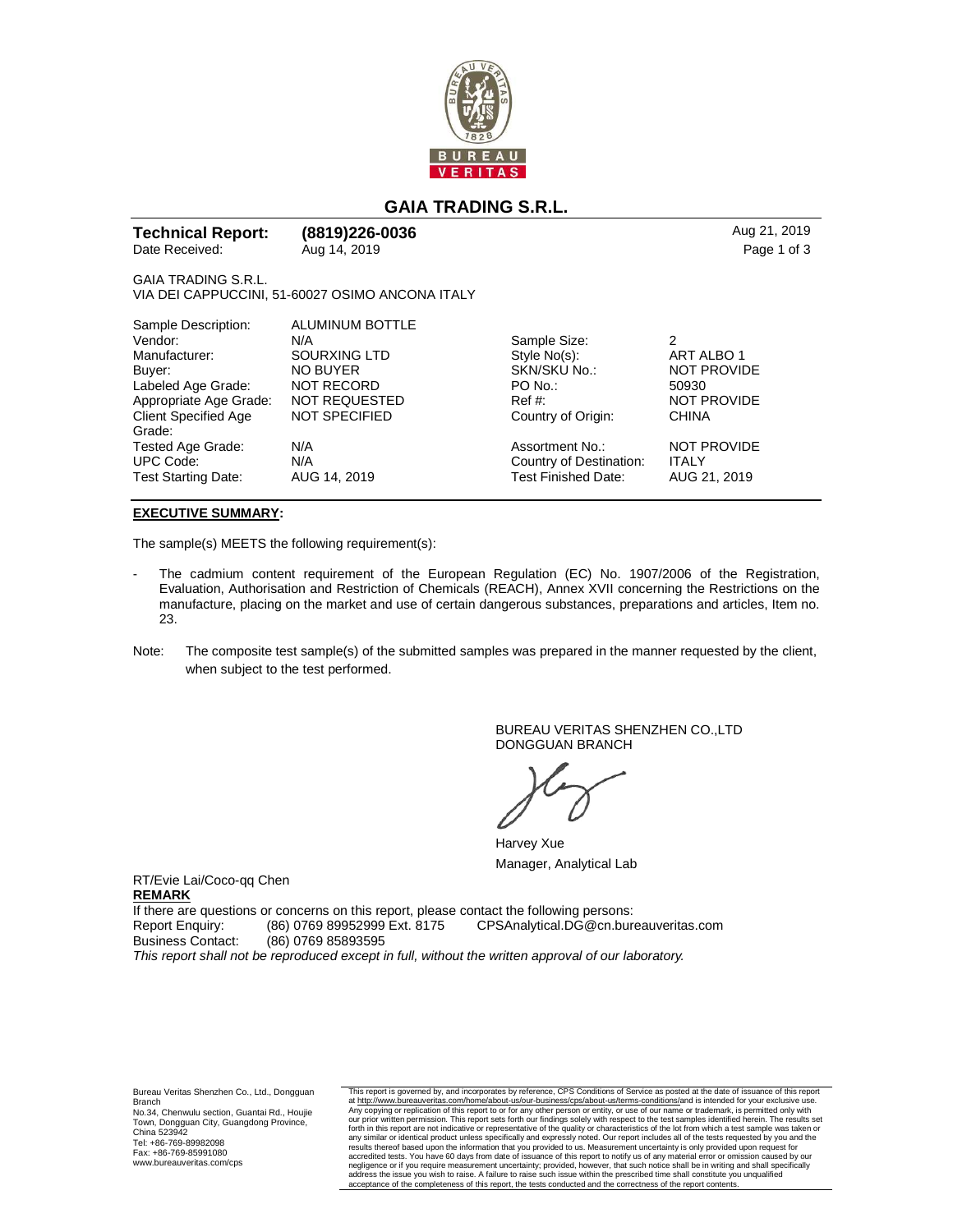# GAIA TRADING S.R.L.

**Technical Report: (8819)226-0036** Aug 21, 2019
Date Received: Aug 14, 2019

GAIA TRADING S.R.L.
VIA DEI CAPPUCCINI, 51-60027 OSIMO ANCONA ITALY

| | | | |
|---|---|---|---|
| Sample Description: | ALUMINUM BOTTLE | | |
| Vendor: | N/A | Sample Size: | 2 |
| Manufacturer: | SOURXING LTD | Style No(s): | ART ALBO 1 |
| Buyer: | NO BUYER | SKN/SKU No.: | NOT PROVIDE |
| Labeled Age Grade: | NOT RECORD | PO No.: | 50930 |
| Appropriate Age Grade: | NOT REQUESTED | Ref #: | NOT PROVIDE |
| Client Specified Age Grade: | NOT SPECIFIED | Country of Origin: | CHINA |
| Tested Age Grade: | N/A | Assortment No.: | NOT PROVIDE |
| UPC Code: | N/A | Country of Destination: | ITALY |
| Test Starting Date: | AUG 14, 2019 | Test Finished Date: | AUG 21, 2019 |

**EXECUTIVE SUMMARY:**

The sample(s) MEETS the following requirement(s):

- The cadmium content requirement of the European Regulation (EC) No. 1907/2006 of the Registration, Evaluation, Authorisation and Restriction of Chemicals (REACH), Annex XVII concerning the Restrictions on the manufacture, placing on the market and use of certain dangerous substances, preparations and articles, Item no. 23.

Note: The composite test sample(s) of the submitted samples was prepared in the manner requested by the client, when subject to the test performed.

BUREAU VERITAS SHENZHEN CO.,LTD
DONGGUAN BRANCH

Harvey Xue
Manager, Analytical Lab

RT/Evie Lai/Coco-qq Chen

**REMARK**

If there are questions or concerns on this report, please contact the following persons:
Report Enquiry: (86) 0769 89952999 Ext. 8175 CPSAnalytical.DG@cn.bureauveritas.com
Business Contact: (86) 0769 85893595

*This report shall not be reproduced except in full, without the written approval of our laboratory.*

Bureau Veritas Shenzhen Co., Ltd., Dongguan Branch
No.34, Chenwulu section, Guantai Rd., Houjie Town, Dongguan City, Guangdong Province, China 523942
Tel: +86-769-89982098
Fax: +86-769-85991080
www.bureauveritas.com/cps

This report is governed by, and incorporates by reference, CPS Conditions of Service as posted at the date of issuance of this report at http://www.bureauveritas.com/home/about-us/our-business/cps/about-us/terms-conditions/and is intended for your exclusive use. Any copying or replication of this report to or for any other person or entity, or use of our name or trademark, is permitted only with our prior written permission. This report sets forth our findings solely with respect to the test samples identified herein. The results set forth in this report are not indicative or representative of the quality or characteristics of the lot from which a test sample was taken or any similar or identical product unless specifically and expressly noted. Our report includes all of the tests requested by you and the results thereof based upon the information that you provided to us. Measurement uncertainty is only provided upon request for accredited tests. You have 60 days from date of issuance of this report to notify us of any material error or omission caused by our negligence or if you require measurement uncertainty; provided, however, that such notice shall be in writing and shall specifically address the issue you wish to raise. A failure to raise such issue within the prescribed time shall constitute you unqualified acceptance of the completeness of this report, the tests conducted and the correctness of the report contents.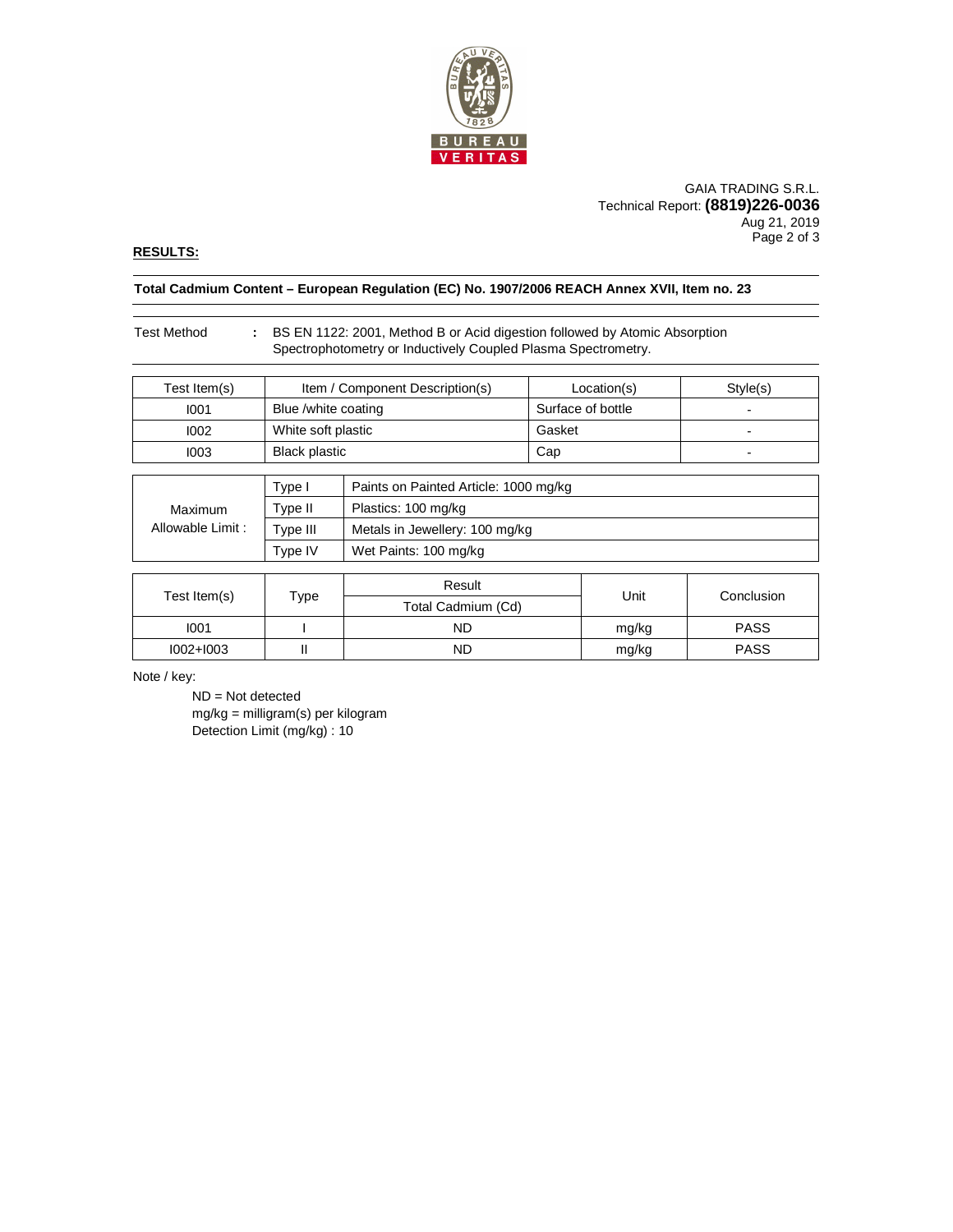GAIA TRADING S.R.L.
Technical Report: **(8819)226-0036**
Aug 21, 2019

**RESULTS:**

**Total Cadmium Content – European Regulation (EC) No. 1907/2006 REACH Annex XVII, Item no. 23**

Test Method : BS EN 1122: 2001, Method B or Acid digestion followed by Atomic Absorption Spectrophotometry or Inductively Coupled Plasma Spectrometry.

| Test Item(s) | Item / Component Description(s) | Location(s) | Style(s) |
|---|---|---|---|
| I001 | Blue /white coating | Surface of bottle | - |
| I002 | White soft plastic | Gasket | - |
| I003 | Black plastic | Cap | - |

| | | |
|---|---|---|
| Maximum Allowable Limit : | Type I | Paints on Painted Article: 1000 mg/kg |
| | Type II | Plastics: 100 mg/kg |
| | Type III | Metals in Jewellery: 100 mg/kg |
| | Type IV | Wet Paints: 100 mg/kg |

| Test Item(s) | Type | Result | Unit | Conclusion |
|---|---|---|---|---|
| | | Total Cadmium (Cd) | | |
| I001 | I | ND | mg/kg | PASS |
| I002+I003 | II | ND | mg/kg | PASS |

Note / key:

ND = Not detected
mg/kg = milligram(s) per kilogram
Detection Limit (mg/kg) : 10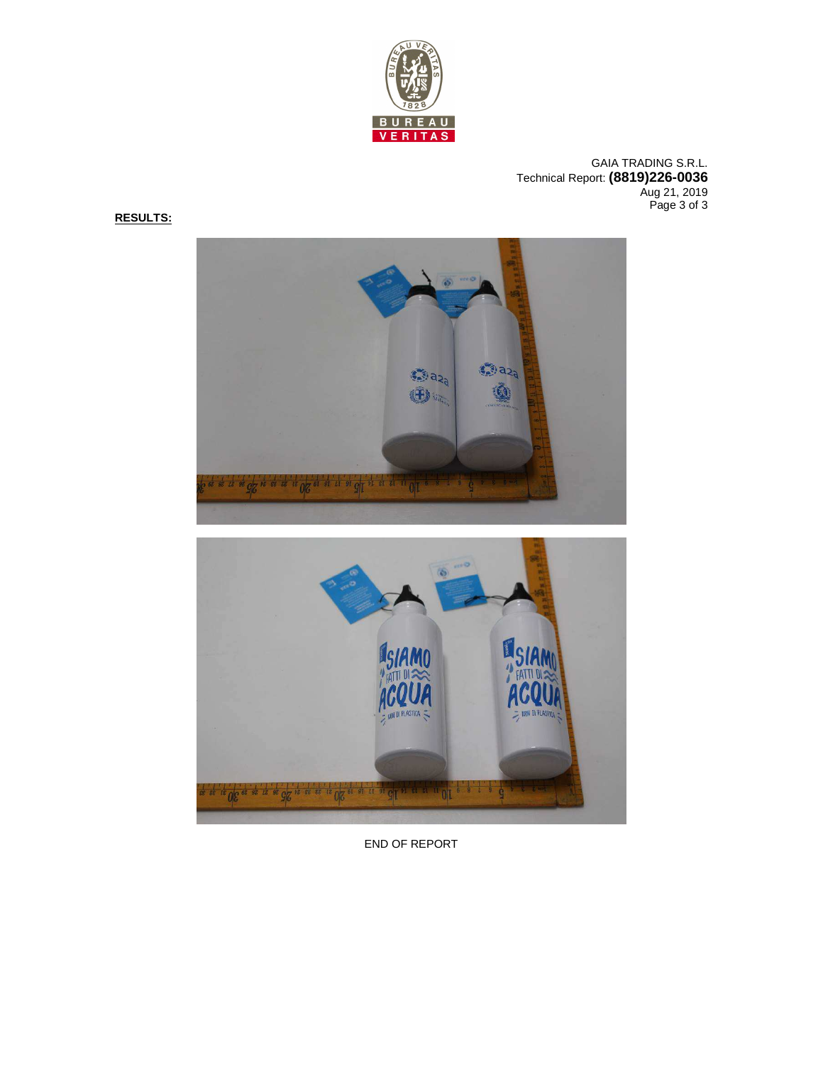**RESULTS:**

END OF REPORT